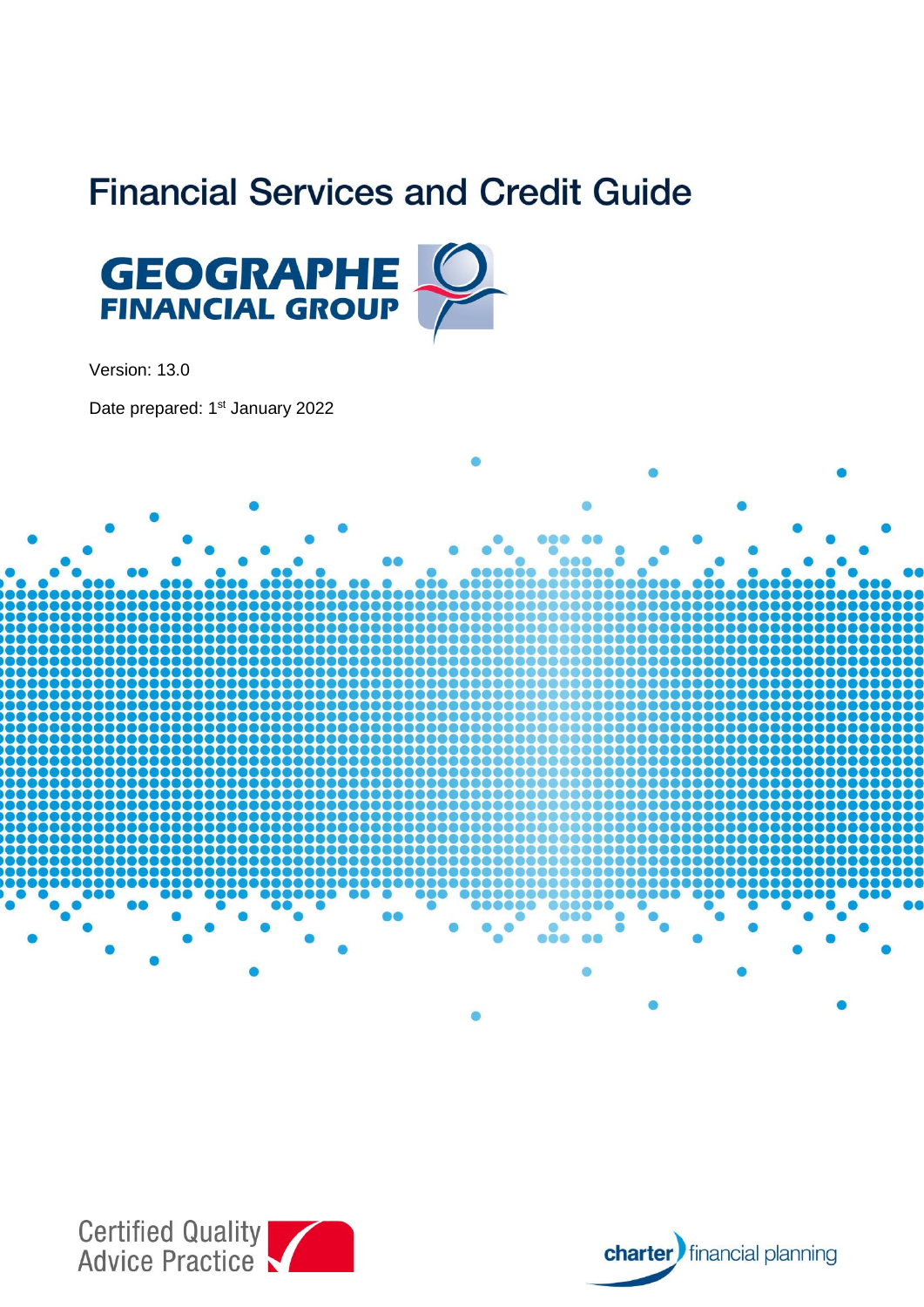# Financial Services and Credit Guide

GEOGRAPHE FINANCIAL GROUP

Version: 13.0

Date prepared: 1st January 2022

Certified Quality Advice Practice

charter financial planning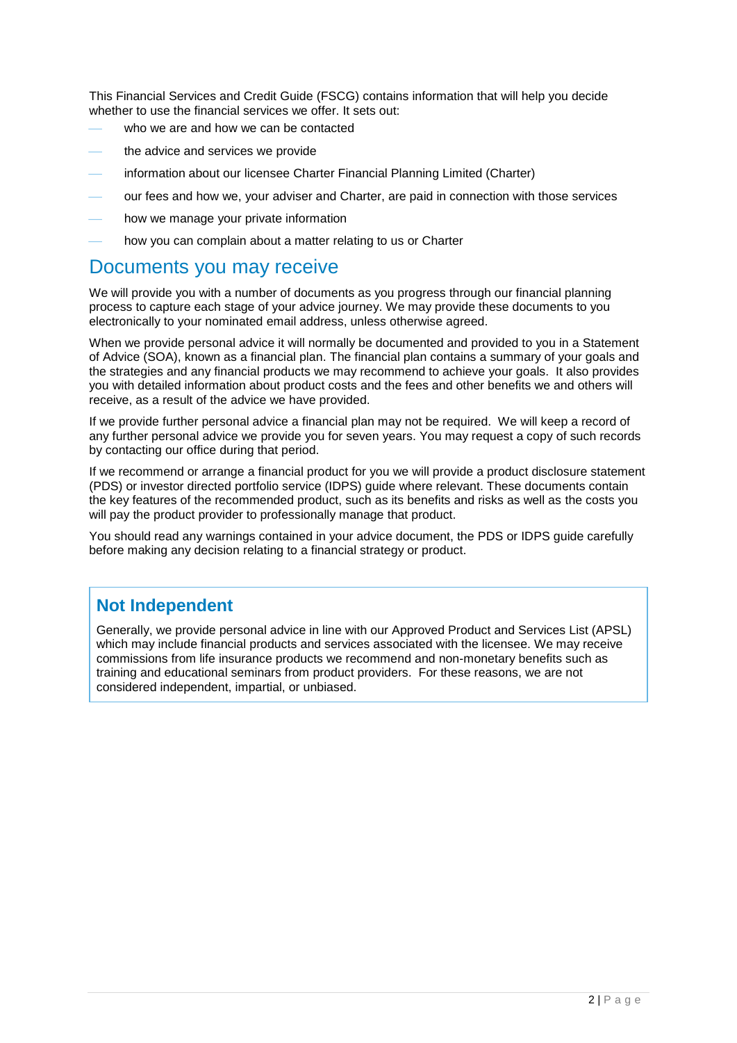This Financial Services and Credit Guide (FSCG) contains information that will help you decide whether to use the financial services we offer. It sets out:

- who we are and how we can be contacted
- the advice and services we provide
- information about our licensee Charter Financial Planning Limited (Charter)
- our fees and how we, your adviser and Charter, are paid in connection with those services
- how we manage your private information
- how you can complain about a matter relating to us or Charter

## Documents you may receive

We will provide you with a number of documents as you progress through our financial planning process to capture each stage of your advice journey. We may provide these documents to you electronically to your nominated email address, unless otherwise agreed.

When we provide personal advice it will normally be documented and provided to you in a Statement of Advice (SOA), known as a financial plan. The financial plan contains a summary of your goals and the strategies and any financial products we may recommend to achieve your goals. It also provides you with detailed information about product costs and the fees and other benefits we and others will receive, as a result of the advice we have provided.

If we provide further personal advice a financial plan may not be required. We will keep a record of any further personal advice we provide you for seven years. You may request a copy of such records by contacting our office during that period.

If we recommend or arrange a financial product for you we will provide a product disclosure statement (PDS) or investor directed portfolio service (IDPS) guide where relevant. These documents contain the key features of the recommended product, such as its benefits and risks as well as the costs you will pay the product provider to professionally manage that product.

You should read any warnings contained in your advice document, the PDS or IDPS guide carefully before making any decision relating to a financial strategy or product.

### Not Independent

Generally, we provide personal advice in line with our Approved Product and Services List (APSL) which may include financial products and services associated with the licensee. We may receive commissions from life insurance products we recommend and non-monetary benefits such as training and educational seminars from product providers. For these reasons, we are not considered independent, impartial, or unbiased.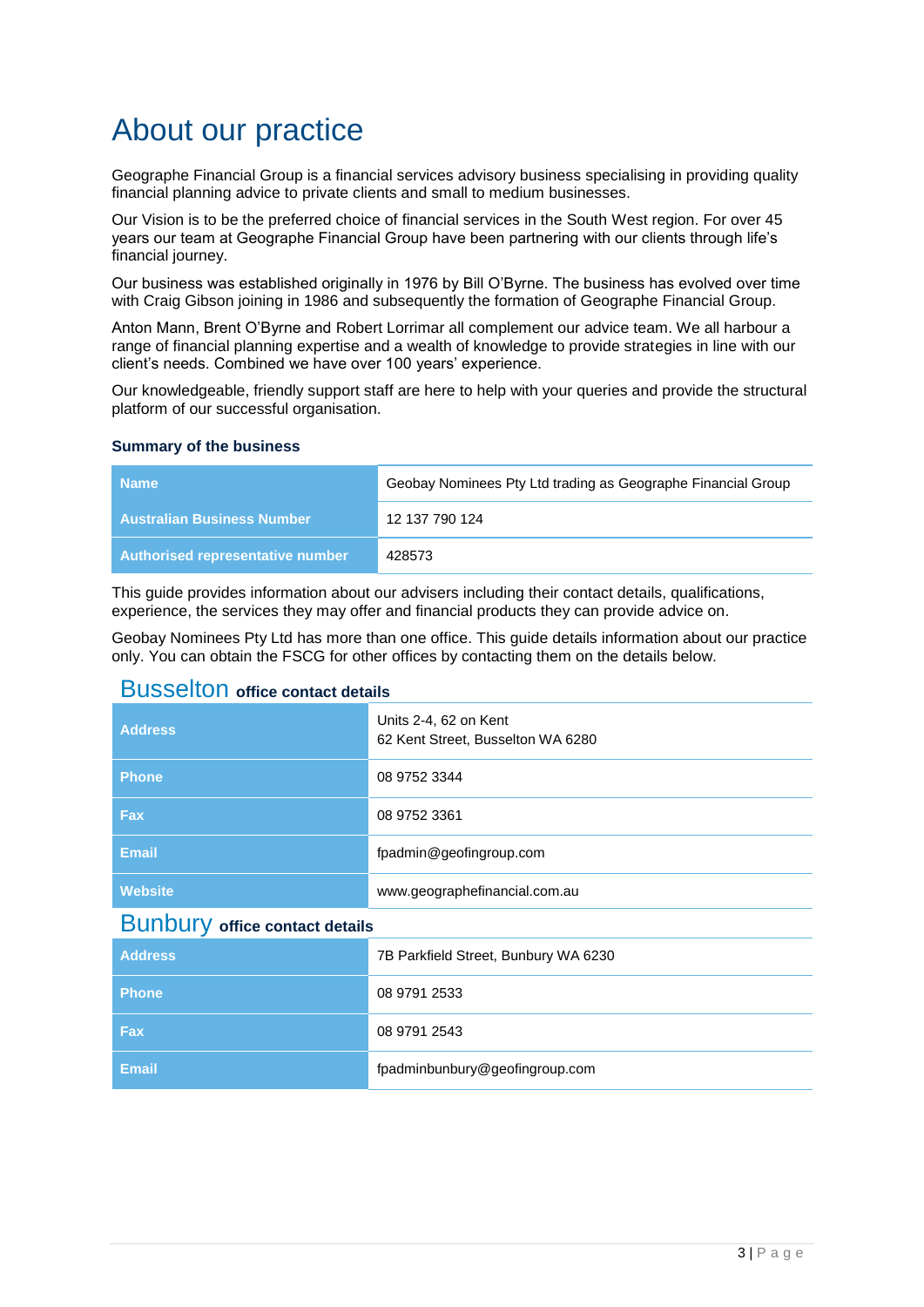# About our practice

Geographe Financial Group is a financial services advisory business specialising in providing quality financial planning advice to private clients and small to medium businesses.

Our Vision is to be the preferred choice of financial services in the South West region. For over 45 years our team at Geographe Financial Group have been partnering with our clients through life's financial journey.

Our business was established originally in 1976 by Bill O'Byrne. The business has evolved over time with Craig Gibson joining in 1986 and subsequently the formation of Geographe Financial Group.

Anton Mann, Brent O'Byrne and Robert Lorrimar all complement our advice team. We all harbour a range of financial planning expertise and a wealth of knowledge to provide strategies in line with our client's needs. Combined we have over 100 years' experience.

Our knowledgeable, friendly support staff are here to help with your queries and provide the structural platform of our successful organisation.

### Summary of the business

| | |
|---|---|
| **Name** | Geobay Nominees Pty Ltd trading as Geographe Financial Group |
| **Australian Business Number** | 12 137 790 124 |
| **Authorised representative number** | 428573 |

This guide provides information about our advisers including their contact details, qualifications, experience, the services they may offer and financial products they can provide advice on.

Geobay Nominees Pty Ltd has more than one office. This guide details information about our practice only. You can obtain the FSCG for other offices by contacting them on the details below.

## Busselton office contact details

| | |
|---|---|
| **Address** | Units 2-4, 62 on Kent<br>62 Kent Street, Busselton WA 6280 |
| **Phone** | 08 9752 3344 |
| **Fax** | 08 9752 3361 |
| **Email** | fpadmin@geofingroup.com |
| **Website** | www.geographefinancial.com.au |

## Bunbury office contact details

| | |
|---|---|
| **Address** | 7B Parkfield Street, Bunbury WA 6230 |
| **Phone** | 08 9791 2533 |
| **Fax** | 08 9791 2543 |
| **Email** | fpadminbunbury@geofingroup.com |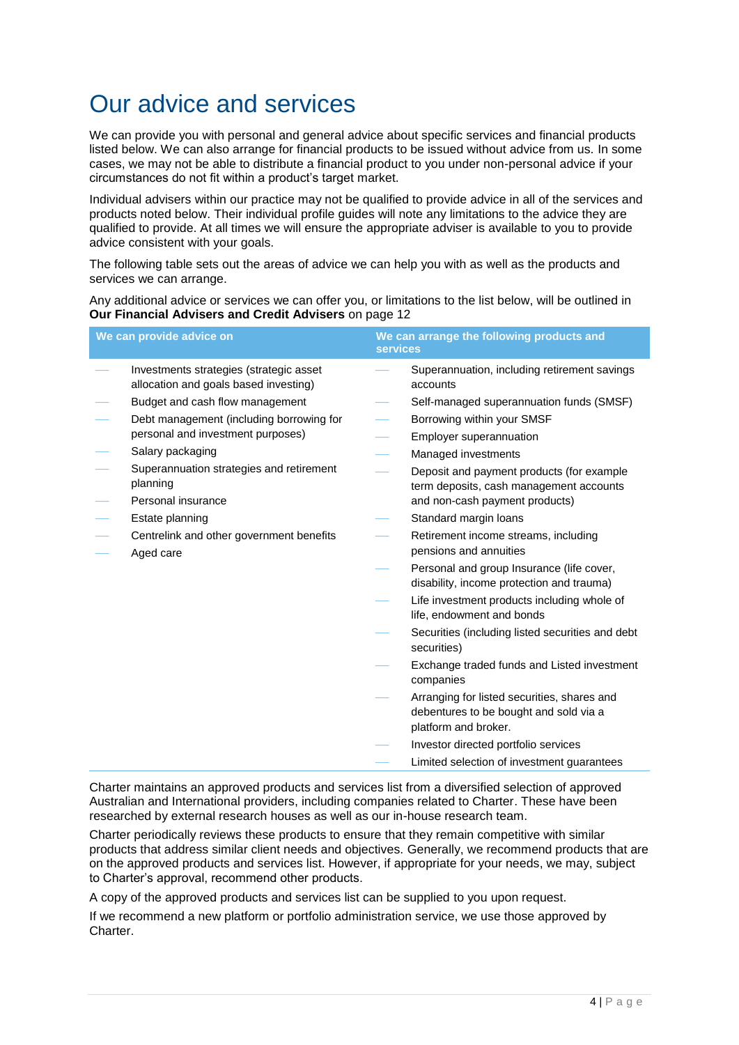# Our advice and services

We can provide you with personal and general advice about specific services and financial products listed below. We can also arrange for financial products to be issued without advice from us. In some cases, we may not be able to distribute a financial product to you under non-personal advice if your circumstances do not fit within a product's target market.

Individual advisers within our practice may not be qualified to provide advice in all of the services and products noted below. Their individual profile guides will note any limitations to the advice they are qualified to provide. At all times we will ensure the appropriate adviser is available to you to provide advice consistent with your goals.

The following table sets out the areas of advice we can help you with as well as the products and services we can arrange.

Any additional advice or services we can offer you, or limitations to the list below, will be outlined in **Our Financial Advisers and Credit Advisers** on page 12

| We can provide advice on | We can arrange the following products and services |
|---|---|
| — Investments strategies (strategic asset allocation and goals based investing) | — Superannuation, including retirement savings accounts |
| — Budget and cash flow management | — Self-managed superannuation funds (SMSF) |
| — Debt management (including borrowing for personal and investment purposes) | — Borrowing within your SMSF |
| — Salary packaging | — Employer superannuation |
| — Superannuation strategies and retirement planning | — Managed investments |
| — Personal insurance | — Deposit and payment products (for example term deposits, cash management accounts and non-cash payment products) |
| — Estate planning | — Standard margin loans |
| — Centrelink and other government benefits | — Retirement income streams, including pensions and annuities |
| — Aged care | — Personal and group Insurance (life cover, disability, income protection and trauma) |
| | — Life investment products including whole of life, endowment and bonds |
| | — Securities (including listed securities and debt securities) |
| | — Exchange traded funds and Listed investment companies |
| | — Arranging for listed securities, shares and debentures to be bought and sold via a platform and broker. |
| | — Investor directed portfolio services |
| | — Limited selection of investment guarantees |

Charter maintains an approved products and services list from a diversified selection of approved Australian and International providers, including companies related to Charter. These have been researched by external research houses as well as our in-house research team.

Charter periodically reviews these products to ensure that they remain competitive with similar products that address similar client needs and objectives. Generally, we recommend products that are on the approved products and services list. However, if appropriate for your needs, we may, subject to Charter's approval, recommend other products.

A copy of the approved products and services list can be supplied to you upon request.

If we recommend a new platform or portfolio administration service, we use those approved by Charter.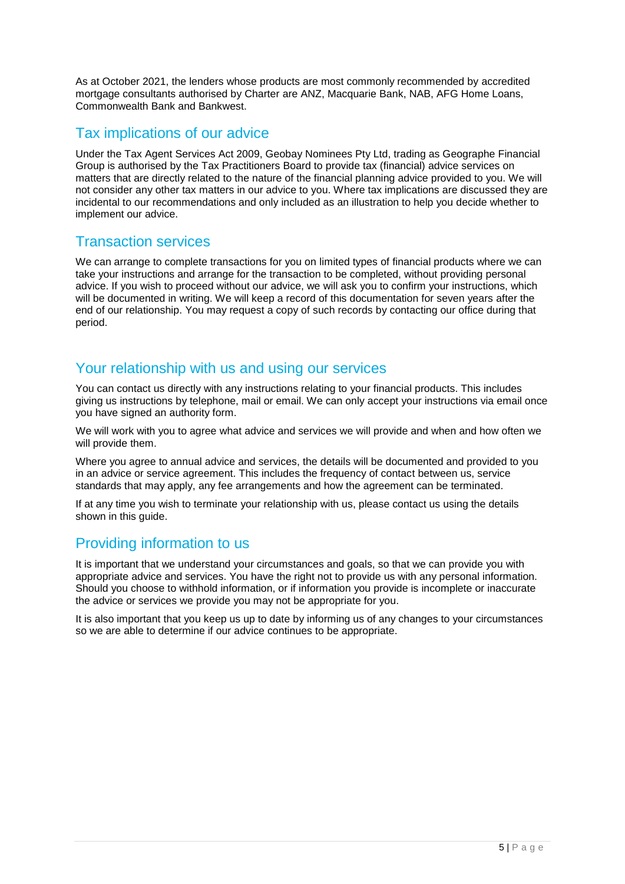As at October 2021, the lenders whose products are most commonly recommended by accredited mortgage consultants authorised by Charter are ANZ, Macquarie Bank, NAB, AFG Home Loans, Commonwealth Bank and Bankwest.

## Tax implications of our advice

Under the Tax Agent Services Act 2009, Geobay Nominees Pty Ltd, trading as Geographe Financial Group is authorised by the Tax Practitioners Board to provide tax (financial) advice services on matters that are directly related to the nature of the financial planning advice provided to you. We will not consider any other tax matters in our advice to you. Where tax implications are discussed they are incidental to our recommendations and only included as an illustration to help you decide whether to implement our advice.

## Transaction services

We can arrange to complete transactions for you on limited types of financial products where we can take your instructions and arrange for the transaction to be completed, without providing personal advice. If you wish to proceed without our advice, we will ask you to confirm your instructions, which will be documented in writing. We will keep a record of this documentation for seven years after the end of our relationship. You may request a copy of such records by contacting our office during that period.

## Your relationship with us and using our services

You can contact us directly with any instructions relating to your financial products. This includes giving us instructions by telephone, mail or email. We can only accept your instructions via email once you have signed an authority form.

We will work with you to agree what advice and services we will provide and when and how often we will provide them.

Where you agree to annual advice and services, the details will be documented and provided to you in an advice or service agreement. This includes the frequency of contact between us, service standards that may apply, any fee arrangements and how the agreement can be terminated.

If at any time you wish to terminate your relationship with us, please contact us using the details shown in this guide.

## Providing information to us

It is important that we understand your circumstances and goals, so that we can provide you with appropriate advice and services. You have the right not to provide us with any personal information. Should you choose to withhold information, or if information you provide is incomplete or inaccurate the advice or services we provide you may not be appropriate for you.

It is also important that you keep us up to date by informing us of any changes to your circumstances so we are able to determine if our advice continues to be appropriate.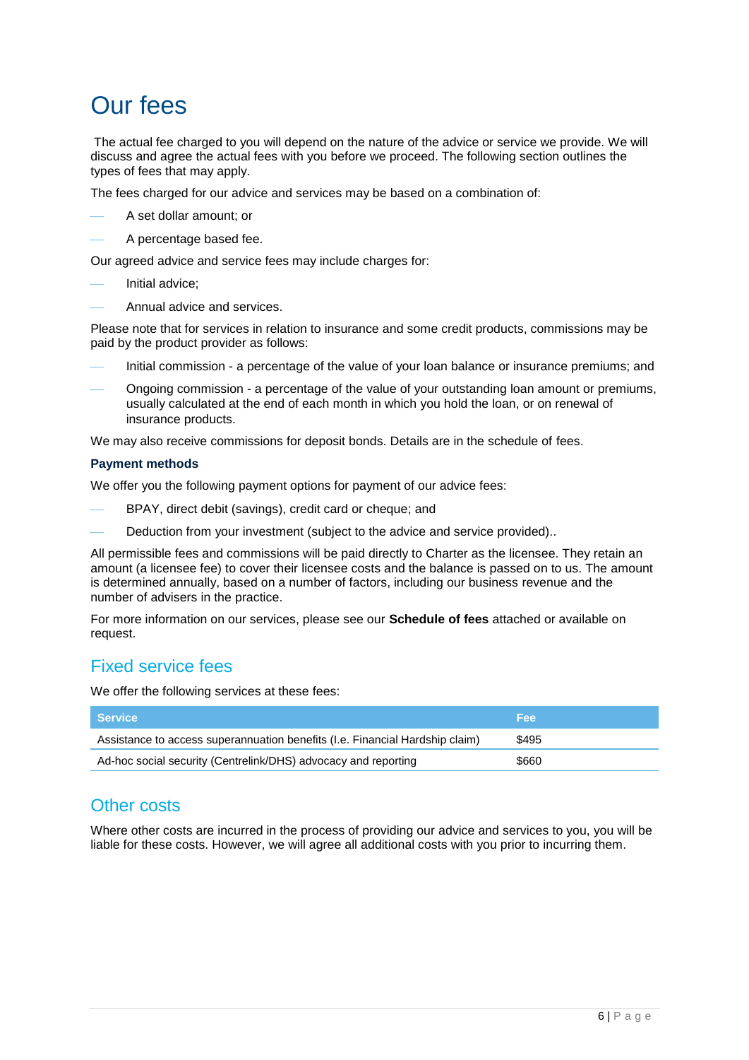# Our fees

The actual fee charged to you will depend on the nature of the advice or service we provide. We will discuss and agree the actual fees with you before we proceed. The following section outlines the types of fees that may apply.

The fees charged for our advice and services may be based on a combination of:

- A set dollar amount; or
- A percentage based fee.

Our agreed advice and service fees may include charges for:

- Initial advice;
- Annual advice and services.

Please note that for services in relation to insurance and some credit products, commissions may be paid by the product provider as follows:

- Initial commission - a percentage of the value of your loan balance or insurance premiums; and
- Ongoing commission - a percentage of the value of your outstanding loan amount or premiums, usually calculated at the end of each month in which you hold the loan, or on renewal of insurance products.

We may also receive commissions for deposit bonds. Details are in the schedule of fees.

### Payment methods

We offer you the following payment options for payment of our advice fees:

- BPAY, direct debit (savings), credit card or cheque; and
- Deduction from your investment (subject to the advice and service provided)..

All permissible fees and commissions will be paid directly to Charter as the licensee. They retain an amount (a licensee fee) to cover their licensee costs and the balance is passed on to us. The amount is determined annually, based on a number of factors, including our business revenue and the number of advisers in the practice.

For more information on our services, please see our **Schedule of fees** attached or available on request.

## Fixed service fees

We offer the following services at these fees:

| Service | Fee |
|---|---|
| Assistance to access superannuation benefits (I.e. Financial Hardship claim) | $495 |
| Ad-hoc social security (Centrelink/DHS) advocacy and reporting | $660 |

## Other costs

Where other costs are incurred in the process of providing our advice and services to you, you will be liable for these costs. However, we will agree all additional costs with you prior to incurring them.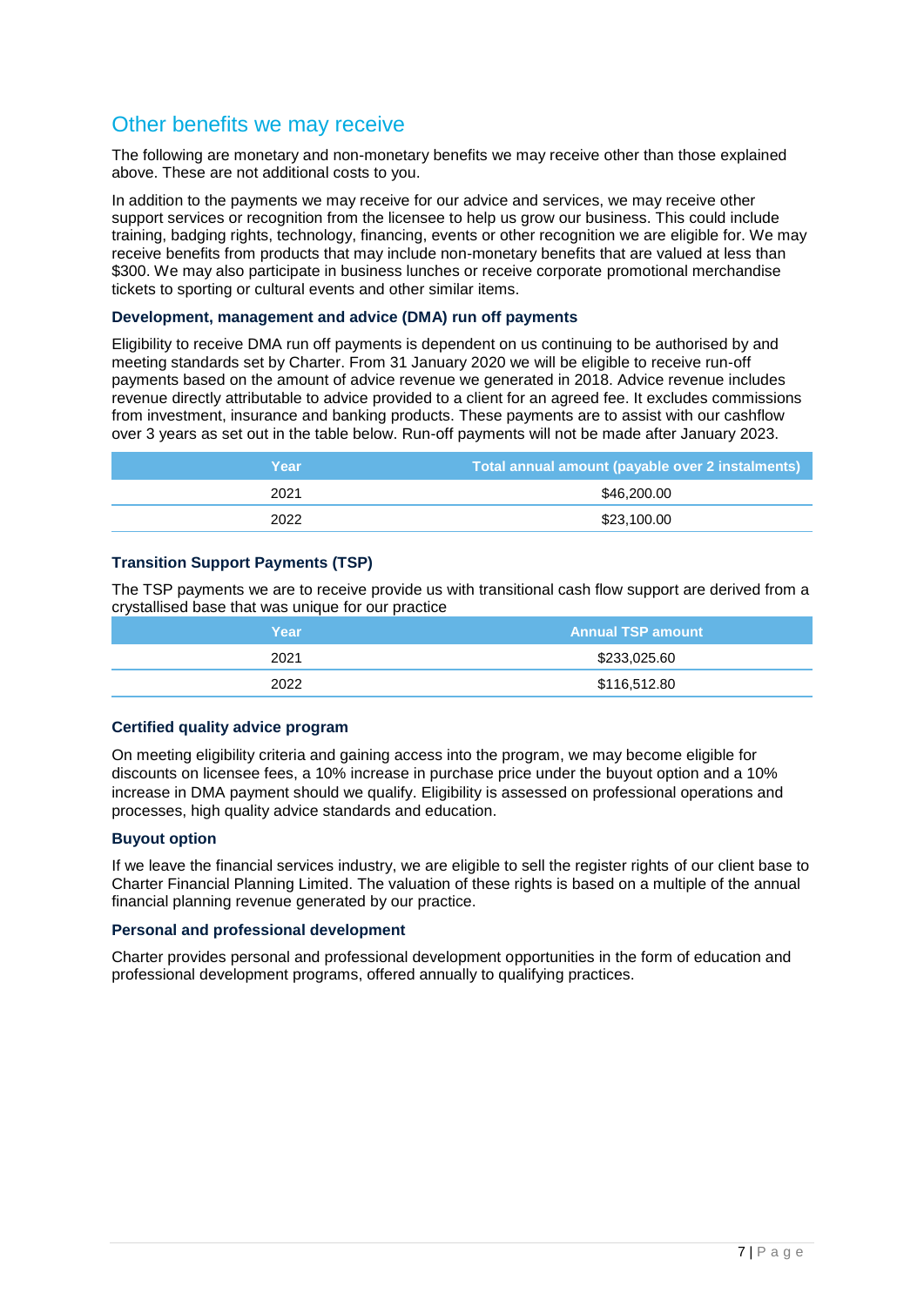## Other benefits we may receive

The following are monetary and non-monetary benefits we may receive other than those explained above. These are not additional costs to you.

In addition to the payments we may receive for our advice and services, we may receive other support services or recognition from the licensee to help us grow our business. This could include training, badging rights, technology, financing, events or other recognition we are eligible for. We may receive benefits from products that may include non-monetary benefits that are valued at less than $300. We may also participate in business lunches or receive corporate promotional merchandise tickets to sporting or cultural events and other similar items.

#### Development, management and advice (DMA) run off payments

Eligibility to receive DMA run off payments is dependent on us continuing to be authorised by and meeting standards set by Charter. From 31 January 2020 we will be eligible to receive run-off payments based on the amount of advice revenue we generated in 2018. Advice revenue includes revenue directly attributable to advice provided to a client for an agreed fee. It excludes commissions from investment, insurance and banking products. These payments are to assist with our cashflow over 3 years as set out in the table below. Run-off payments will not be made after January 2023.

| Year | Total annual amount (payable over 2 instalments) |
|---|---|
| 2021 | $46,200.00 |
| 2022 | $23,100.00 |

#### Transition Support Payments (TSP)

The TSP payments we are to receive provide us with transitional cash flow support are derived from a crystallised base that was unique for our practice

| Year | Annual TSP amount |
|---|---|
| 2021 | $233,025.60 |
| 2022 | $116,512.80 |

#### Certified quality advice program

On meeting eligibility criteria and gaining access into the program, we may become eligible for discounts on licensee fees, a 10% increase in purchase price under the buyout option and a 10% increase in DMA payment should we qualify. Eligibility is assessed on professional operations and processes, high quality advice standards and education.

#### Buyout option

If we leave the financial services industry, we are eligible to sell the register rights of our client base to Charter Financial Planning Limited. The valuation of these rights is based on a multiple of the annual financial planning revenue generated by our practice.

#### Personal and professional development

Charter provides personal and professional development opportunities in the form of education and professional development programs, offered annually to qualifying practices.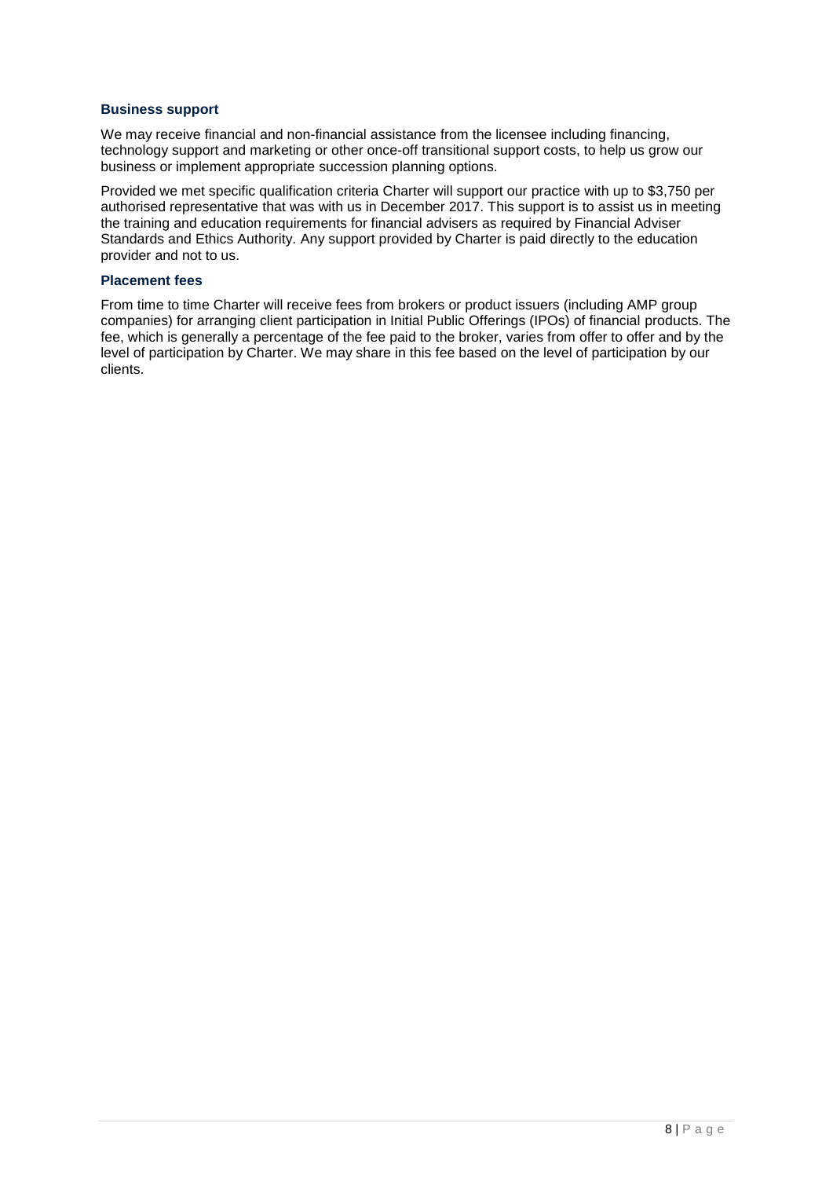### Business support

We may receive financial and non-financial assistance from the licensee including financing, technology support and marketing or other once-off transitional support costs, to help us grow our business or implement appropriate succession planning options.

Provided we met specific qualification criteria Charter will support our practice with up to $3,750 per authorised representative that was with us in December 2017. This support is to assist us in meeting the training and education requirements for financial advisers as required by Financial Adviser Standards and Ethics Authority. Any support provided by Charter is paid directly to the education provider and not to us.

### Placement fees

From time to time Charter will receive fees from brokers or product issuers (including AMP group companies) for arranging client participation in Initial Public Offerings (IPOs) of financial products. The fee, which is generally a percentage of the fee paid to the broker, varies from offer to offer and by the level of participation by Charter. We may share in this fee based on the level of participation by our clients.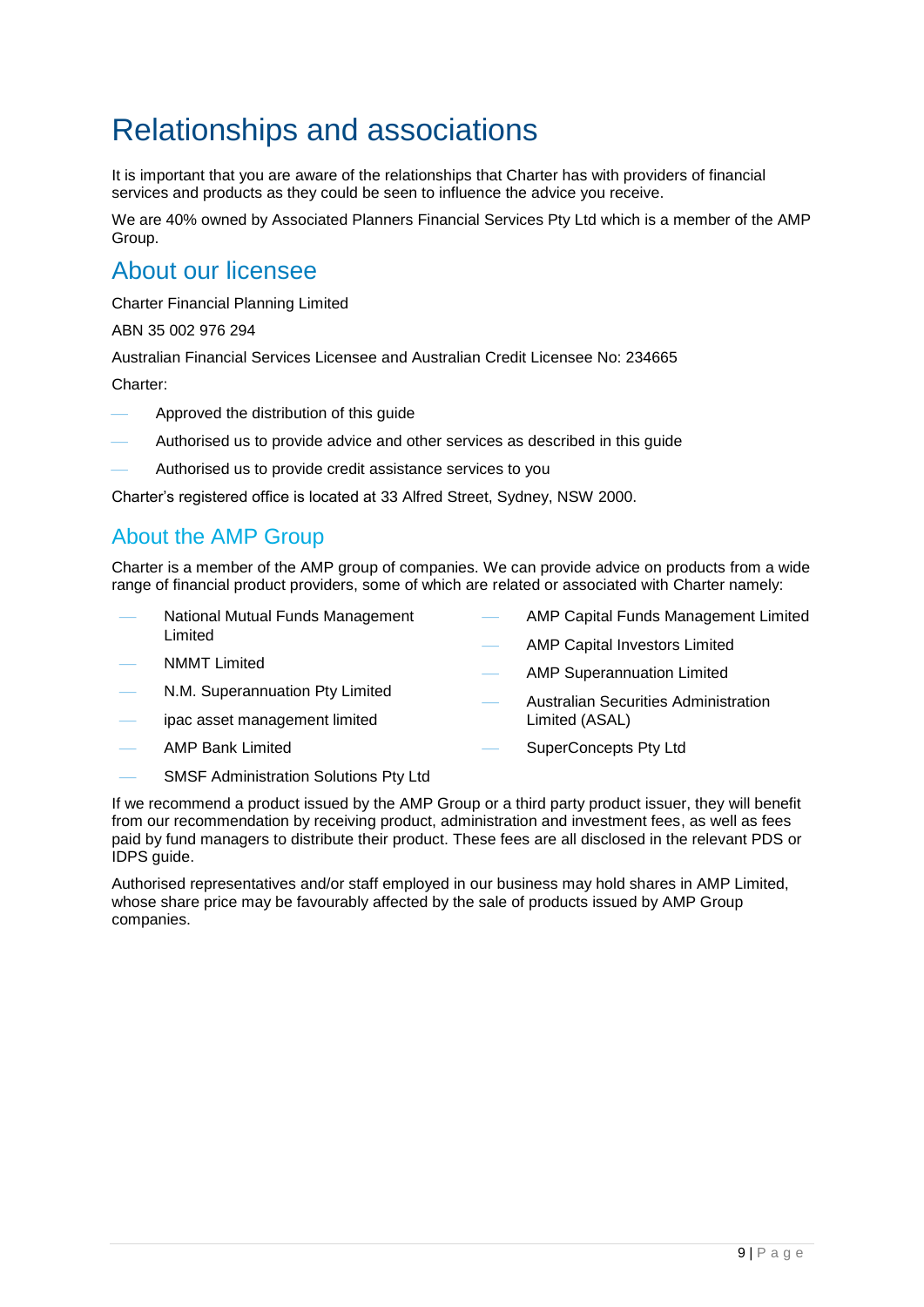# Relationships and associations

It is important that you are aware of the relationships that Charter has with providers of financial services and products as they could be seen to influence the advice you receive.

We are 40% owned by Associated Planners Financial Services Pty Ltd which is a member of the AMP Group.

## About our licensee

Charter Financial Planning Limited

ABN 35 002 976 294

Australian Financial Services Licensee and Australian Credit Licensee No: 234665

Charter:

- Approved the distribution of this guide
- Authorised us to provide advice and other services as described in this guide
- Authorised us to provide credit assistance services to you

Charter's registered office is located at 33 Alfred Street, Sydney, NSW 2000.

## About the AMP Group

Charter is a member of the AMP group of companies. We can provide advice on products from a wide range of financial product providers, some of which are related or associated with Charter namely:

- National Mutual Funds Management Limited
- NMMT Limited
- N.M. Superannuation Pty Limited
- ipac asset management limited
- AMP Bank Limited
- SMSF Administration Solutions Pty Ltd
- AMP Capital Funds Management Limited
- AMP Capital Investors Limited
- AMP Superannuation Limited
- Australian Securities Administration Limited (ASAL)
- SuperConcepts Pty Ltd

If we recommend a product issued by the AMP Group or a third party product issuer, they will benefit from our recommendation by receiving product, administration and investment fees, as well as fees paid by fund managers to distribute their product. These fees are all disclosed in the relevant PDS or IDPS guide.

Authorised representatives and/or staff employed in our business may hold shares in AMP Limited, whose share price may be favourably affected by the sale of products issued by AMP Group companies.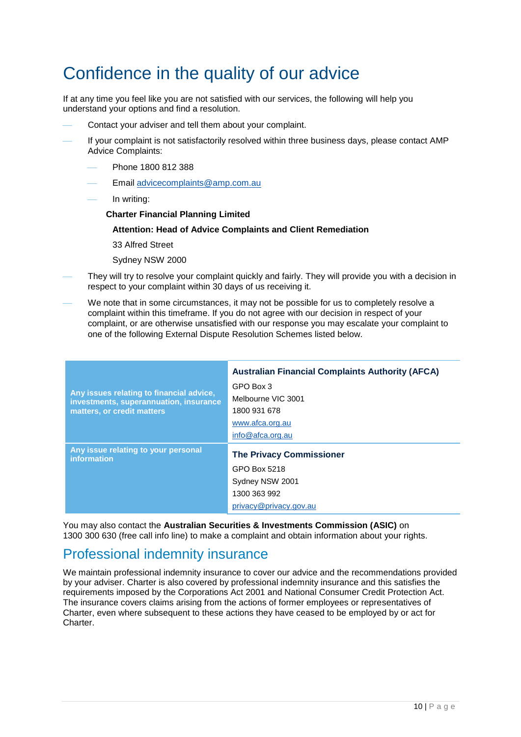# Confidence in the quality of our advice

If at any time you feel like you are not satisfied with our services, the following will help you understand your options and find a resolution.

- Contact your adviser and tell them about your complaint.
- If your complaint is not satisfactorily resolved within three business days, please contact AMP Advice Complaints:
  - Phone 1800 812 388
  - Email advicecomplaints@amp.com.au
  - In writing:

    **Charter Financial Planning Limited**

    **Attention: Head of Advice Complaints and Client Remediation**

    33 Alfred Street

    Sydney NSW 2000
- They will try to resolve your complaint quickly and fairly. They will provide you with a decision in respect to your complaint within 30 days of us receiving it.
- We note that in some circumstances, it may not be possible for us to completely resolve a complaint within this timeframe. If you do not agree with our decision in respect of your complaint, or are otherwise unsatisfied with our response you may escalate your complaint to one of the following External Dispute Resolution Schemes listed below.

| | |
|---|---|
| **Any issues relating to financial advice, investments, superannuation, insurance matters, or credit matters** | **Australian Financial Complaints Authority (AFCA)**<br>GPO Box 3<br>Melbourne VIC 3001<br>1800 931 678<br>www.afca.org.au<br>info@afca.org.au |
| **Any issue relating to your personal information** | **The Privacy Commissioner**<br>GPO Box 5218<br>Sydney NSW 2001<br>1300 363 992<br>privacy@privacy.gov.au |

You may also contact the **Australian Securities & Investments Commission (ASIC)** on 1300 300 630 (free call info line) to make a complaint and obtain information about your rights.

## Professional indemnity insurance

We maintain professional indemnity insurance to cover our advice and the recommendations provided by your adviser. Charter is also covered by professional indemnity insurance and this satisfies the requirements imposed by the Corporations Act 2001 and National Consumer Credit Protection Act. The insurance covers claims arising from the actions of former employees or representatives of Charter, even where subsequent to these actions they have ceased to be employed by or act for Charter.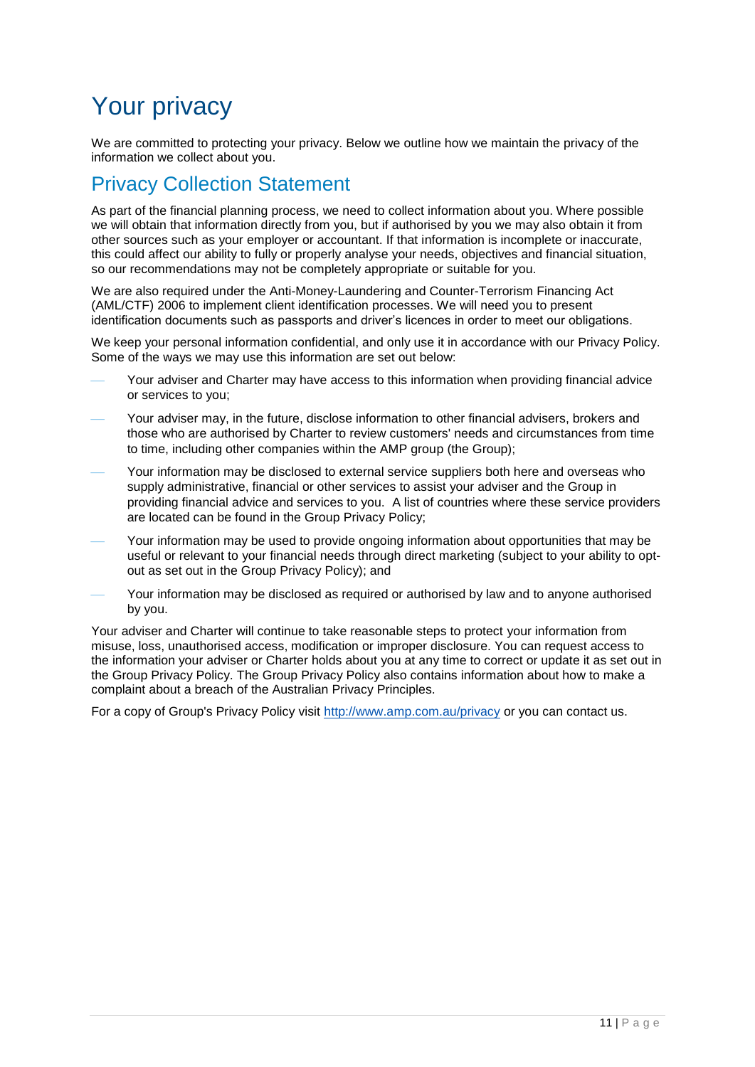# Your privacy

We are committed to protecting your privacy. Below we outline how we maintain the privacy of the information we collect about you.

## Privacy Collection Statement

As part of the financial planning process, we need to collect information about you. Where possible we will obtain that information directly from you, but if authorised by you we may also obtain it from other sources such as your employer or accountant. If that information is incomplete or inaccurate, this could affect our ability to fully or properly analyse your needs, objectives and financial situation, so our recommendations may not be completely appropriate or suitable for you.

We are also required under the Anti-Money-Laundering and Counter-Terrorism Financing Act (AML/CTF) 2006 to implement client identification processes. We will need you to present identification documents such as passports and driver's licences in order to meet our obligations.

We keep your personal information confidential, and only use it in accordance with our Privacy Policy. Some of the ways we may use this information are set out below:

- Your adviser and Charter may have access to this information when providing financial advice or services to you;
- Your adviser may, in the future, disclose information to other financial advisers, brokers and those who are authorised by Charter to review customers' needs and circumstances from time to time, including other companies within the AMP group (the Group);
- Your information may be disclosed to external service suppliers both here and overseas who supply administrative, financial or other services to assist your adviser and the Group in providing financial advice and services to you. A list of countries where these service providers are located can be found in the Group Privacy Policy;
- Your information may be used to provide ongoing information about opportunities that may be useful or relevant to your financial needs through direct marketing (subject to your ability to opt-out as set out in the Group Privacy Policy); and
- Your information may be disclosed as required or authorised by law and to anyone authorised by you.

Your adviser and Charter will continue to take reasonable steps to protect your information from misuse, loss, unauthorised access, modification or improper disclosure. You can request access to the information your adviser or Charter holds about you at any time to correct or update it as set out in the Group Privacy Policy. The Group Privacy Policy also contains information about how to make a complaint about a breach of the Australian Privacy Principles.

For a copy of Group's Privacy Policy visit http://www.amp.com.au/privacy or you can contact us.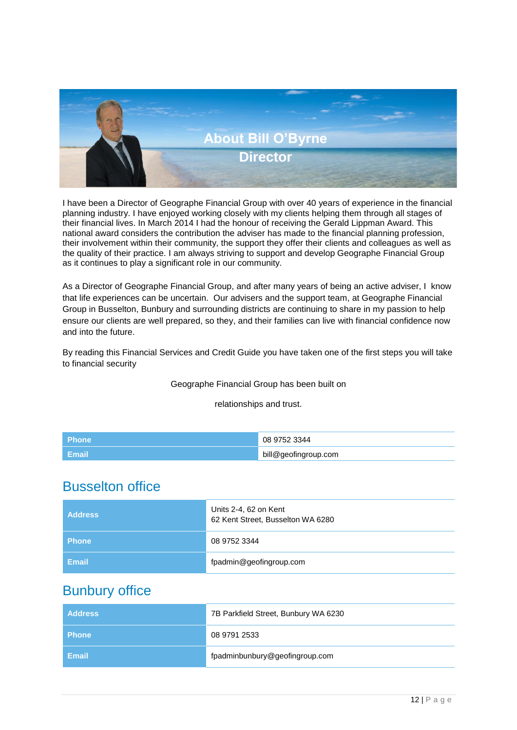# About Bill O'Byrne

## Director

I have been a Director of Geographe Financial Group with over 40 years of experience in the financial planning industry. I have enjoyed working closely with my clients helping them through all stages of their financial lives. In March 2014 I had the honour of receiving the Gerald Lippman Award. This national award considers the contribution the adviser has made to the financial planning profession, their involvement within their community, the support they offer their clients and colleagues as well as the quality of their practice. I am always striving to support and develop Geographe Financial Group as it continues to play a significant role in our community.

As a Director of Geographe Financial Group, and after many years of being an active adviser, I know that life experiences can be uncertain. Our advisers and the support team, at Geographe Financial Group in Busselton, Bunbury and surrounding districts are continuing to share in my passion to help ensure our clients are well prepared, so they, and their families can live with financial confidence now and into the future.

By reading this Financial Services and Credit Guide you have taken one of the first steps you will take to financial security

Geographe Financial Group has been built on

relationships and trust.

| | |
|---|---|
| **Phone** | 08 9752 3344 |
| **Email** | bill@geofingroup.com |

## Busselton office

| | |
|---|---|
| **Address** | Units 2-4, 62 on Kent<br>62 Kent Street, Busselton WA 6280 |
| **Phone** | 08 9752 3344 |
| **Email** | fpadmin@geofingroup.com |

## Bunbury office

| | |
|---|---|
| **Address** | 7B Parkfield Street, Bunbury WA 6230 |
| **Phone** | 08 9791 2533 |
| **Email** | fpadminbunbury@geofingroup.com |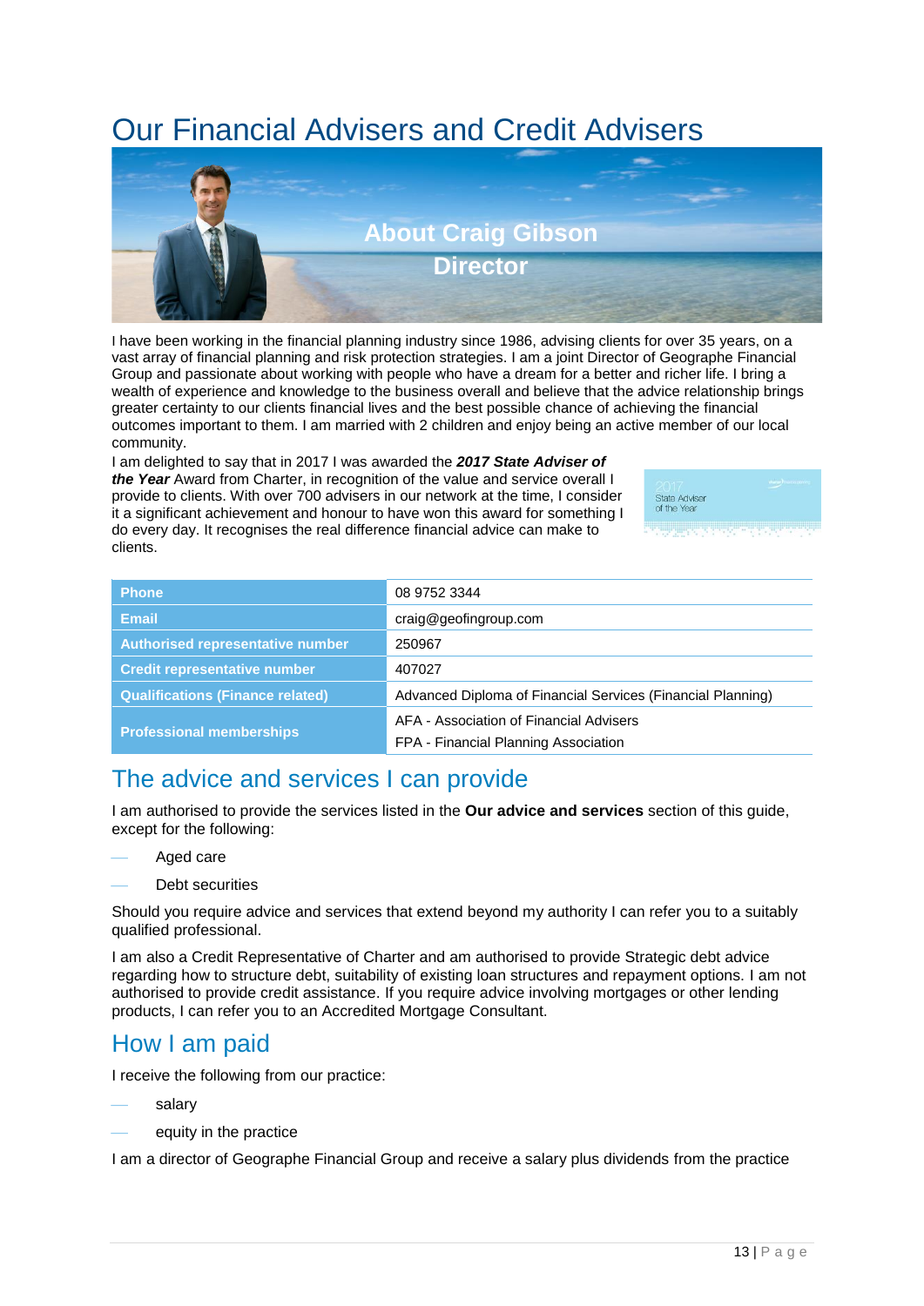# Our Financial Advisers and Credit Advisers

## About Craig Gibson Director

I have been working in the financial planning industry since 1986, advising clients for over 35 years, on a vast array of financial planning and risk protection strategies. I am a joint Director of Geographe Financial Group and passionate about working with people who have a dream for a better and richer life. I bring a wealth of experience and knowledge to the business overall and believe that the advice relationship brings greater certainty to our clients financial lives and the best possible chance of achieving the financial outcomes important to them. I am married with 2 children and enjoy being an active member of our local community.

I am delighted to say that in 2017 I was awarded the ***2017 State Adviser of the Year*** Award from Charter, in recognition of the value and service overall I provide to clients. With over 700 advisers in our network at the time, I consider it a significant achievement and honour to have won this award for something I do every day. It recognises the real difference financial advice can make to clients.

| | |
|---|---|
| **Phone** | 08 9752 3344 |
| **Email** | craig@geofingroup.com |
| **Authorised representative number** | 250967 |
| **Credit representative number** | 407027 |
| **Qualifications (Finance related)** | Advanced Diploma of Financial Services (Financial Planning) |
| **Professional memberships** | AFA - Association of Financial Advisers<br>FPA - Financial Planning Association |

## The advice and services I can provide

I am authorised to provide the services listed in the **Our advice and services** section of this guide, except for the following:

- Aged care
- Debt securities

Should you require advice and services that extend beyond my authority I can refer you to a suitably qualified professional.

I am also a Credit Representative of Charter and am authorised to provide Strategic debt advice regarding how to structure debt, suitability of existing loan structures and repayment options. I am not authorised to provide credit assistance. If you require advice involving mortgages or other lending products, I can refer you to an Accredited Mortgage Consultant.

## How I am paid

I receive the following from our practice:

- salary
- equity in the practice

I am a director of Geographe Financial Group and receive a salary plus dividends from the practice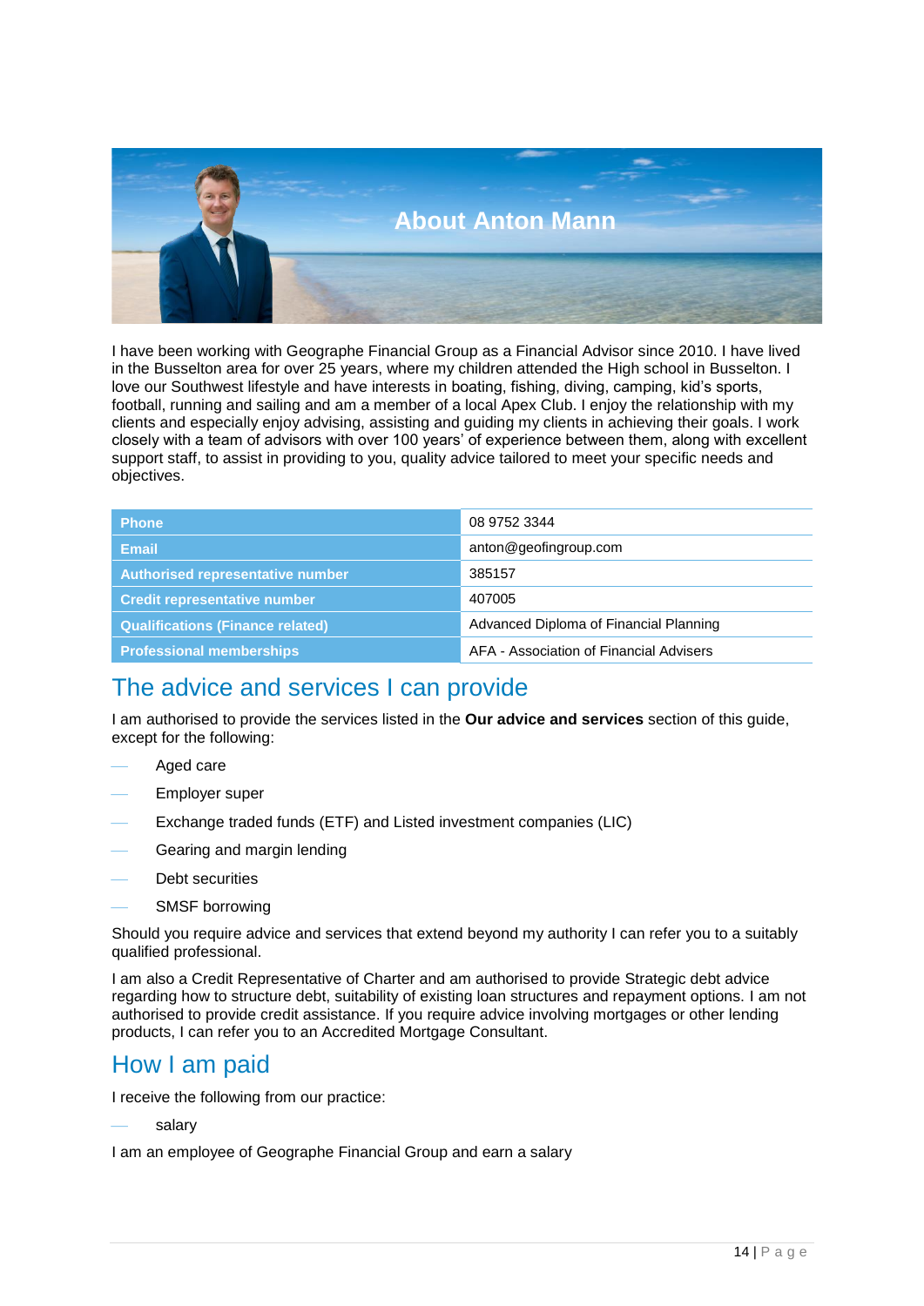# About Anton Mann

I have been working with Geographe Financial Group as a Financial Advisor since 2010. I have lived in the Busselton area for over 25 years, where my children attended the High school in Busselton. I love our Southwest lifestyle and have interests in boating, fishing, diving, camping, kid's sports, football, running and sailing and am a member of a local Apex Club. I enjoy the relationship with my clients and especially enjoy advising, assisting and guiding my clients in achieving their goals. I work closely with a team of advisors with over 100 years' of experience between them, along with excellent support staff, to assist in providing to you, quality advice tailored to meet your specific needs and objectives.

| | |
|---|---|
| **Phone** | 08 9752 3344 |
| **Email** | anton@geofingroup.com |
| **Authorised representative number** | 385157 |
| **Credit representative number** | 407005 |
| **Qualifications (Finance related)** | Advanced Diploma of Financial Planning |
| **Professional memberships** | AFA - Association of Financial Advisers |

## The advice and services I can provide

I am authorised to provide the services listed in the **Our advice and services** section of this guide, except for the following:

- Aged care
- Employer super
- Exchange traded funds (ETF) and Listed investment companies (LIC)
- Gearing and margin lending
- Debt securities
- SMSF borrowing

Should you require advice and services that extend beyond my authority I can refer you to a suitably qualified professional.

I am also a Credit Representative of Charter and am authorised to provide Strategic debt advice regarding how to structure debt, suitability of existing loan structures and repayment options. I am not authorised to provide credit assistance. If you require advice involving mortgages or other lending products, I can refer you to an Accredited Mortgage Consultant.

## How I am paid

I receive the following from our practice:

- salary

I am an employee of Geographe Financial Group and earn a salary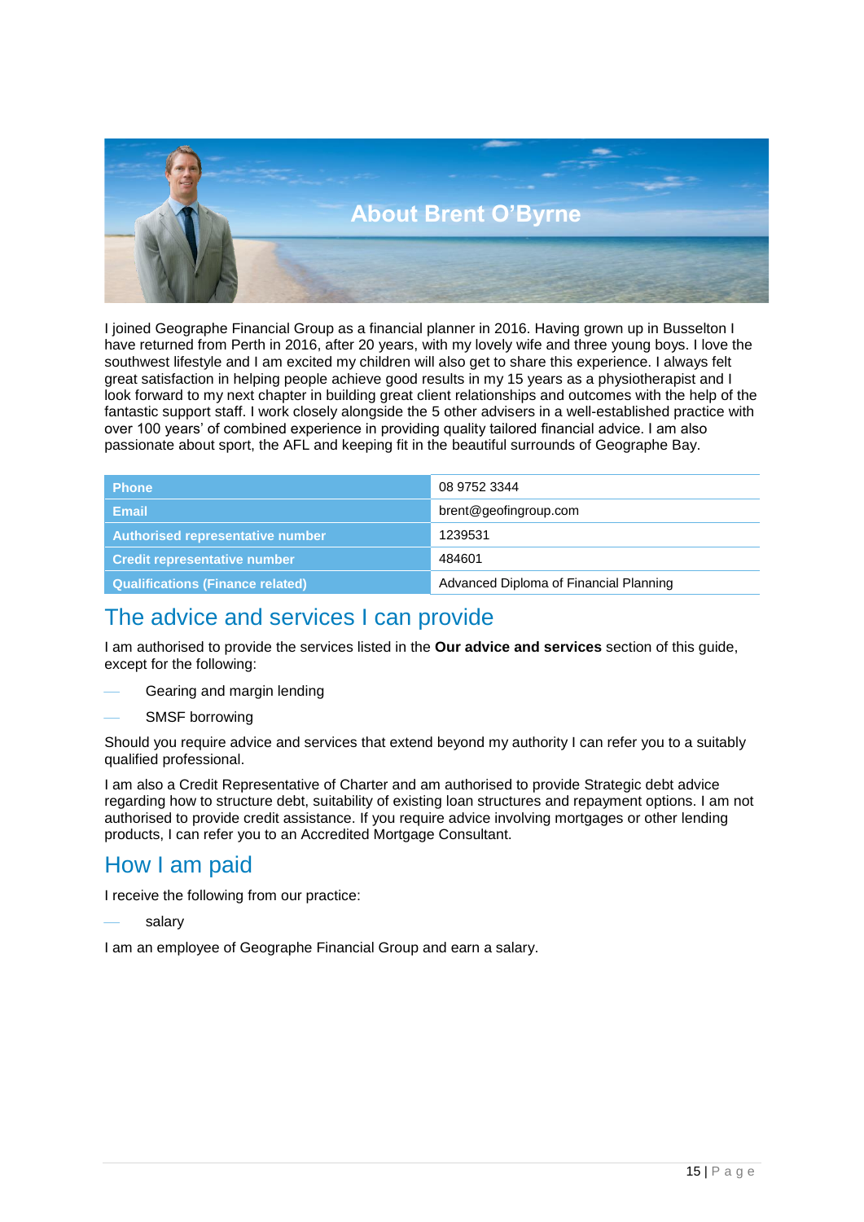# About Brent O'Byrne

I joined Geographe Financial Group as a financial planner in 2016. Having grown up in Busselton I have returned from Perth in 2016, after 20 years, with my lovely wife and three young boys. I love the southwest lifestyle and I am excited my children will also get to share this experience. I always felt great satisfaction in helping people achieve good results in my 15 years as a physiotherapist and I look forward to my next chapter in building great client relationships and outcomes with the help of the fantastic support staff. I work closely alongside the 5 other advisers in a well-established practice with over 100 years' of combined experience in providing quality tailored financial advice. I am also passionate about sport, the AFL and keeping fit in the beautiful surrounds of Geographe Bay.

| | |
|---|---|
| **Phone** | 08 9752 3344 |
| **Email** | brent@geofingroup.com |
| **Authorised representative number** | 1239531 |
| **Credit representative number** | 484601 |
| **Qualifications (Finance related)** | Advanced Diploma of Financial Planning |

## The advice and services I can provide

I am authorised to provide the services listed in the **Our advice and services** section of this guide, except for the following:

- Gearing and margin lending
- SMSF borrowing

Should you require advice and services that extend beyond my authority I can refer you to a suitably qualified professional.

I am also a Credit Representative of Charter and am authorised to provide Strategic debt advice regarding how to structure debt, suitability of existing loan structures and repayment options. I am not authorised to provide credit assistance. If you require advice involving mortgages or other lending products, I can refer you to an Accredited Mortgage Consultant.

## How I am paid

I receive the following from our practice:

- salary

I am an employee of Geographe Financial Group and earn a salary.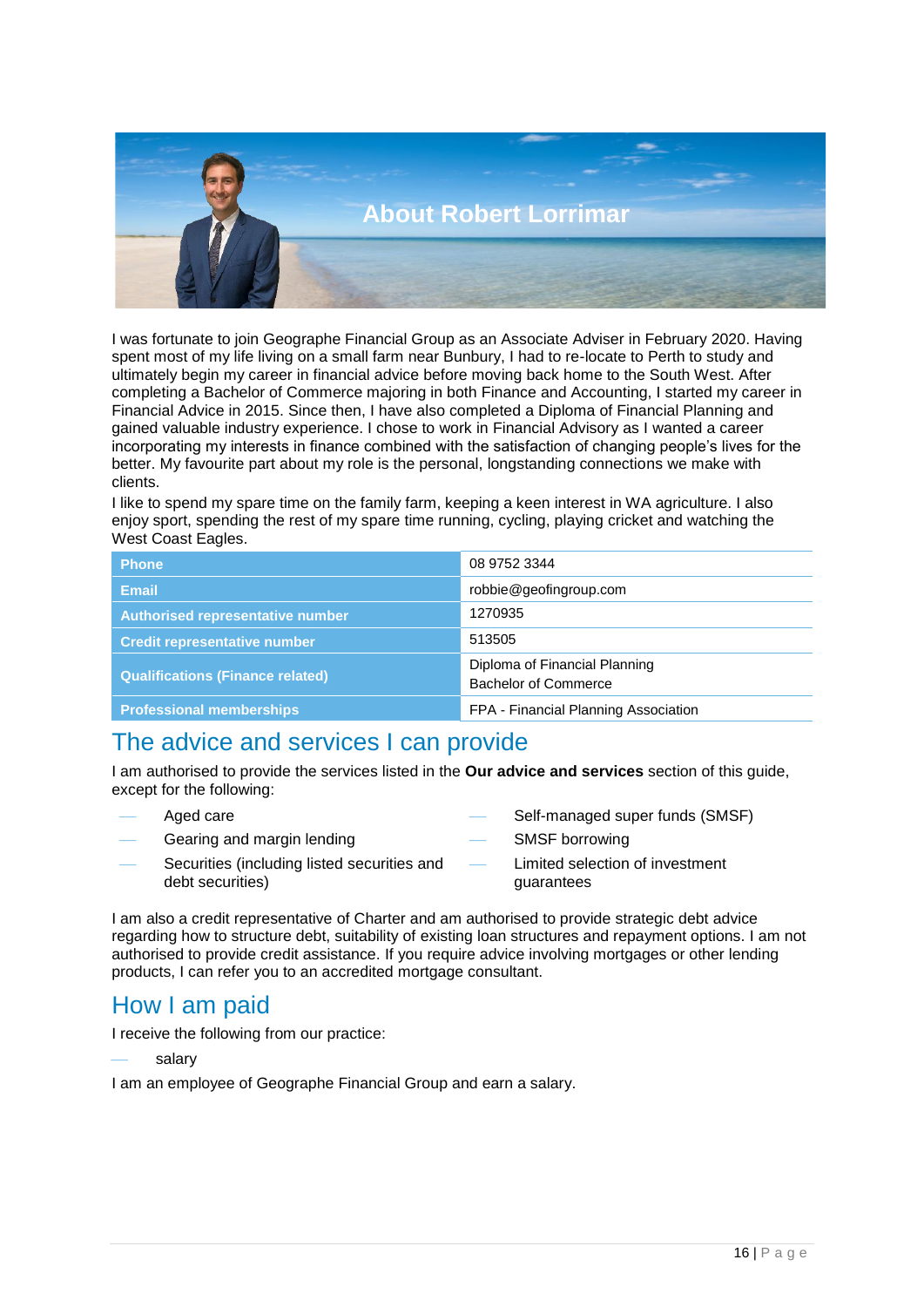# About Robert Lorrimar

I was fortunate to join Geographe Financial Group as an Associate Adviser in February 2020. Having spent most of my life living on a small farm near Bunbury, I had to re-locate to Perth to study and ultimately begin my career in financial advice before moving back home to the South West. After completing a Bachelor of Commerce majoring in both Finance and Accounting, I started my career in Financial Advice in 2015. Since then, I have also completed a Diploma of Financial Planning and gained valuable industry experience. I chose to work in Financial Advisory as I wanted a career incorporating my interests in finance combined with the satisfaction of changing people's lives for the better. My favourite part about my role is the personal, longstanding connections we make with clients.

I like to spend my spare time on the family farm, keeping a keen interest in WA agriculture. I also enjoy sport, spending the rest of my spare time running, cycling, playing cricket and watching the West Coast Eagles.

| | |
|---|---|
| **Phone** | 08 9752 3344 |
| **Email** | robbie@geofingroup.com |
| **Authorised representative number** | 1270935 |
| **Credit representative number** | 513505 |
| **Qualifications (Finance related)** | Diploma of Financial Planning<br>Bachelor of Commerce |
| **Professional memberships** | FPA - Financial Planning Association |

## The advice and services I can provide

I am authorised to provide the services listed in the **Our advice and services** section of this guide, except for the following:

- Aged care
- Gearing and margin lending
- Securities (including listed securities and debt securities)
- Self-managed super funds (SMSF)
- SMSF borrowing
- Limited selection of investment guarantees

I am also a credit representative of Charter and am authorised to provide strategic debt advice regarding how to structure debt, suitability of existing loan structures and repayment options. I am not authorised to provide credit assistance. If you require advice involving mortgages or other lending products, I can refer you to an accredited mortgage consultant.

## How I am paid

I receive the following from our practice:

- salary

I am an employee of Geographe Financial Group and earn a salary.